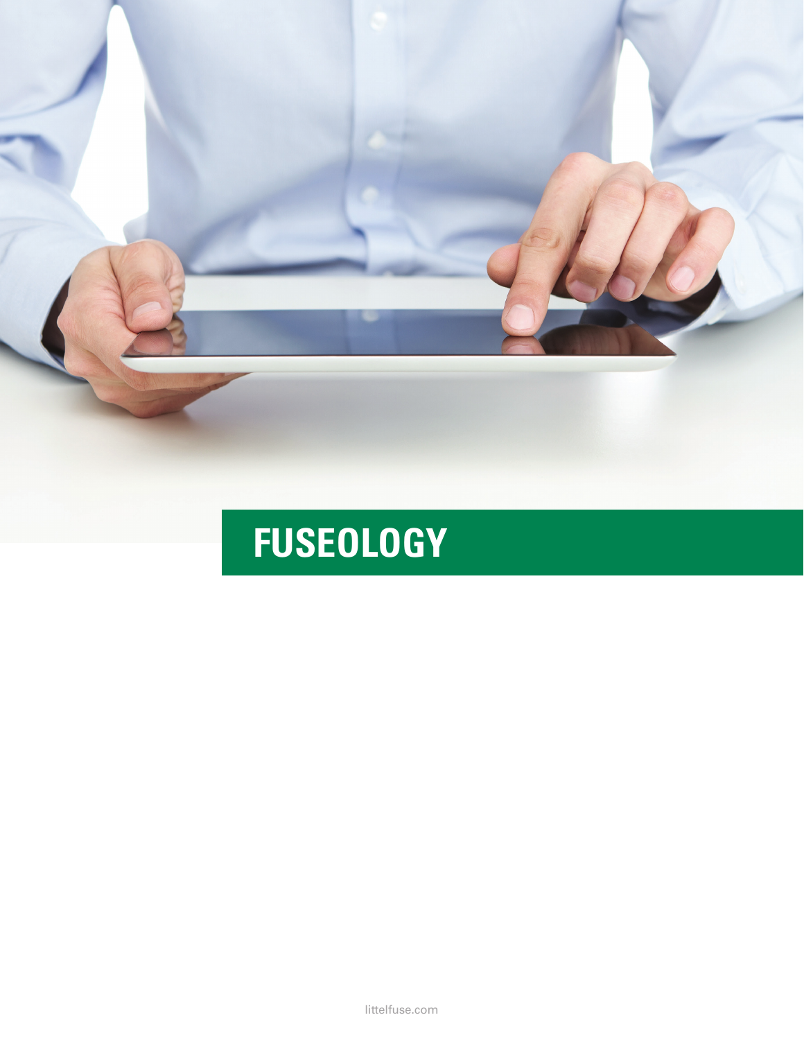# FUSEOLOGY

littelfuse.com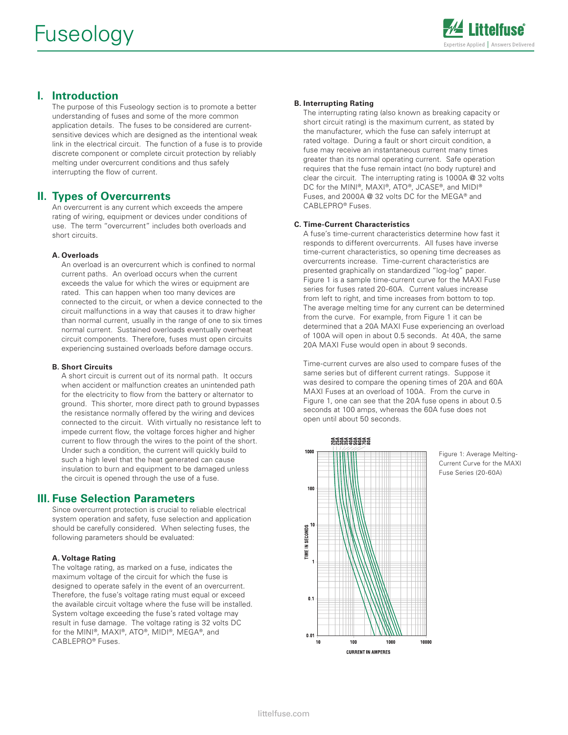# Fuseology

## I. Introduction

The purpose of this Fuseology section is to promote a better understanding of fuses and some of the more common application details. The fuses to be considered are current-sensitive devices which are designed as the intentional weak link in the electrical circuit. The function of a fuse is to provide discrete component or complete circuit protection by reliably melting under overcurrent conditions and thus safely interrupting the flow of current.

## II. Types of Overcurrents

An overcurrent is any current which exceeds the ampere rating of wiring, equipment or devices under conditions of use. The term "overcurrent" includes both overloads and short circuits.

### A. Overloads

An overload is an overcurrent which is confined to normal current paths. An overload occurs when the current exceeds the value for which the wires or equipment are rated. This can happen when too many devices are connected to the circuit, or when a device connected to the circuit malfunctions in a way that causes it to draw higher than normal current, usually in the range of one to six times normal current. Sustained overloads eventually overheat circuit components. Therefore, fuses must open circuits experiencing sustained overloads before damage occurs.

### B. Short Circuits

A short circuit is current out of its normal path. It occurs when accident or malfunction creates an unintended path for the electricity to flow from the battery or alternator to ground. This shorter, more direct path to ground bypasses the resistance normally offered by the wiring and devices connected to the circuit. With virtually no resistance left to impede current flow, the voltage forces higher and higher current to flow through the wires to the point of the short. Under such a condition, the current will quickly build to such a high level that the heat generated can cause insulation to burn and equipment to be damaged unless the circuit is opened through the use of a fuse.

## III. Fuse Selection Parameters

Since overcurrent protection is crucial to reliable electrical system operation and safety, fuse selection and application should be carefully considered. When selecting fuses, the following parameters should be evaluated:

### A. Voltage Rating

The voltage rating, as marked on a fuse, indicates the maximum voltage of the circuit for which the fuse is designed to operate safely in the event of an overcurrent. Therefore, the fuse's voltage rating must equal or exceed the available circuit voltage where the fuse will be installed. System voltage exceeding the fuse's rated voltage may result in fuse damage. The voltage rating is 32 volts DC for the MINI®, MAXI®, ATO®, MIDI®, MEGA®, and CABLEPRO® Fuses.

### B. Interrupting Rating

The interrupting rating (also known as breaking capacity or short circuit rating) is the maximum current, as stated by the manufacturer, which the fuse can safely interrupt at rated voltage. During a fault or short circuit condition, a fuse may receive an instantaneous current many times greater than its normal operating current. Safe operation requires that the fuse remain intact (no body rupture) and clear the circuit. The interrupting rating is 1000A @ 32 volts DC for the MINI®, MAXI®, ATO®, JCASE®, and MIDI® Fuses, and 2000A @ 32 volts DC for the MEGA® and CABLEPRO® Fuses.

### C. Time-Current Characteristics

A fuse's time-current characteristics determine how fast it responds to different overcurrents. All fuses have inverse time-current characteristics, so opening time decreases as overcurrents increase. Time-current characteristics are presented graphically on standardized "log-log" paper. Figure 1 is a sample time-current curve for the MAXI Fuse series for fuses rated 20-60A. Current values increase from left to right, and time increases from bottom to top. The average melting time for any current can be determined from the curve. For example, from Figure 1 it can be determined that a 20A MAXI Fuse experiencing an overload of 100A will open in about 0.5 seconds. At 40A, the same 20A MAXI Fuse would open in about 9 seconds.

Time-current curves are also used to compare fuses of the same series but of different current ratings. Suppose it was desired to compare the opening times of 20A and 60A MAXI Fuses at an overload of 100A. From the curve in Figure 1, one can see that the 20A fuse opens in about 0.5 seconds at 100 amps, whereas the 60A fuse does not open until about 50 seconds.

Figure 1: Average Melting-Current Curve for the MAXI Fuse Series (20-60A)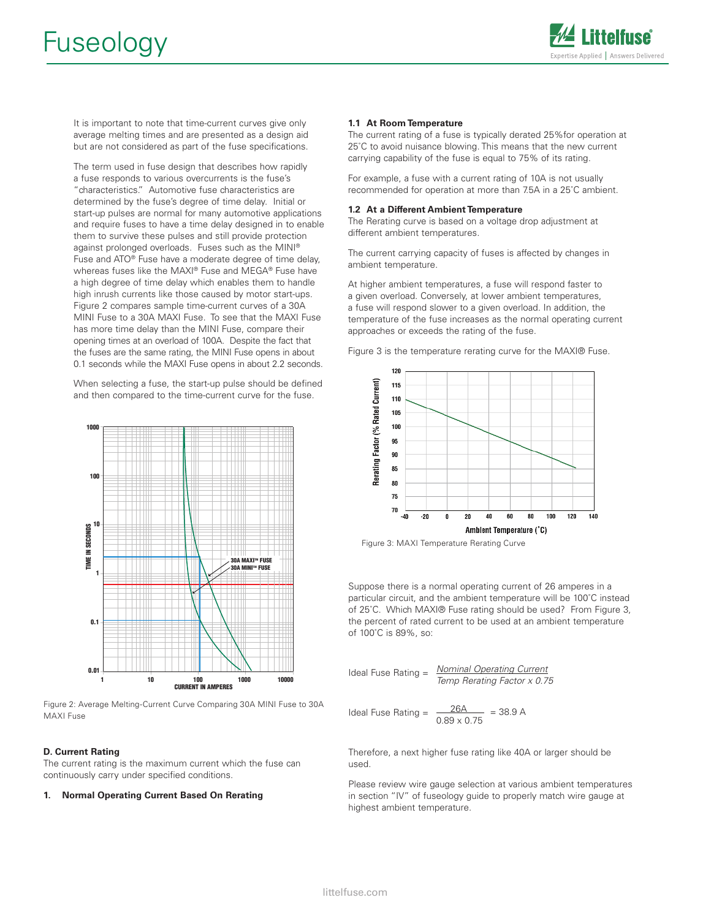It is important to note that time-current curves give only average melting times and are presented as a design aid but are not considered as part of the fuse specifications.

The term used in fuse design that describes how rapidly a fuse responds to various overcurrents is the fuse's "characteristics." Automotive fuse characteristics are determined by the fuse's degree of time delay. Initial or start-up pulses are normal for many automotive applications and require fuses to have a time delay designed in to enable them to survive these pulses and still provide protection against prolonged overloads. Fuses such as the MINI® Fuse and ATO® Fuse have a moderate degree of time delay, whereas fuses like the MAXI® Fuse and MEGA® Fuse have a high degree of time delay which enables them to handle high inrush currents like those caused by motor start-ups. Figure 2 compares sample time-current curves of a 30A MINI Fuse to a 30A MAXI Fuse. To see that the MAXI Fuse has more time delay than the MINI Fuse, compare their opening times at an overload of 100A. Despite the fact that the fuses are the same rating, the MINI Fuse opens in about 0.1 seconds while the MAXI Fuse opens in about 2.2 seconds.

When selecting a fuse, the start-up pulse should be defined and then compared to the time-current curve for the fuse.

Figure 2: Average Melting-Current Curve Comparing 30A MINI Fuse to 30A MAXI Fuse

### D. Current Rating

The current rating is the maximum current which the fuse can continuously carry under specified conditions.

**1. Normal Operating Current Based On Rerating**

**1.1 At Room Temperature**

The current rating of a fuse is typically derated 25% for operation at 25˚C to avoid nuisance blowing. This means that the new current carrying capability of the fuse is equal to 75% of its rating.

For example, a fuse with a current rating of 10A is not usually recommended for operation at more than 7.5A in a 25˚C ambient.

**1.2 At a Different Ambient Temperature**

The Rerating curve is based on a voltage drop adjustment at different ambient temperatures.

The current carrying capacity of fuses is affected by changes in ambient temperature.

At higher ambient temperatures, a fuse will respond faster to a given overload. Conversely, at lower ambient temperatures, a fuse will respond slower to a given overload. In addition, the temperature of the fuse increases as the normal operating current approaches or exceeds the rating of the fuse.

Figure 3 is the temperature rerating curve for the MAXI® Fuse.

Figure 3: MAXI Temperature Rerating Curve

Suppose there is a normal operating current of 26 amperes in a particular circuit, and the ambient temperature will be 100˚C instead of 25˚C. Which MAXI® Fuse rating should be used? From Figure 3, the percent of rated current to be used at an ambient temperature of 100˚C is 89%, so:

$$\text{Ideal Fuse Rating} = \frac{\text{Nominal Operating Current}}{\text{Temp Rerating Factor} \times 0.75}$$

$$\text{Ideal Fuse Rating} = \frac{26\text{A}}{0.89 \times 0.75} = 38.9\text{ A}$$

Therefore, a next higher fuse rating like 40A or larger should be used.

Please review wire gauge selection at various ambient temperatures in section "IV" of fuseology guide to properly match wire gauge at highest ambient temperature.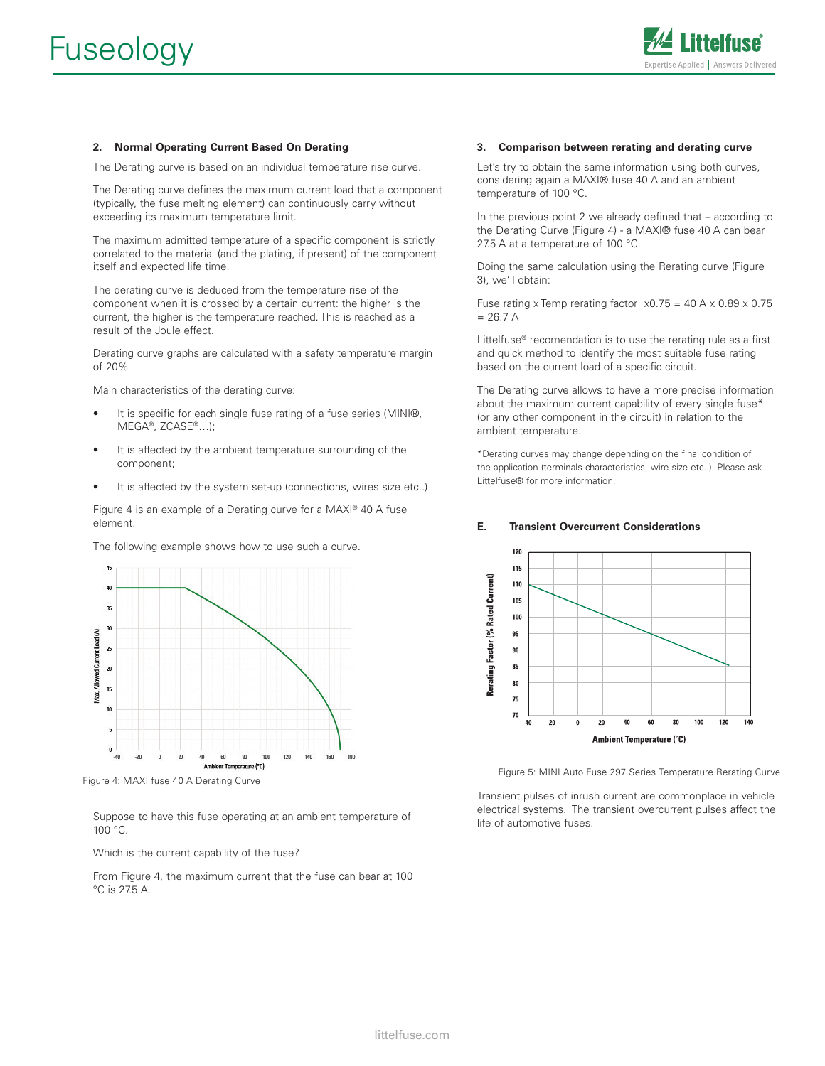### 2. Normal Operating Current Based On Derating

The Derating curve is based on an individual temperature rise curve.

The Derating curve defines the maximum current load that a component (typically, the fuse melting element) can continuously carry without exceeding its maximum temperature limit.

The maximum admitted temperature of a specific component is strictly correlated to the material (and the plating, if present) of the component itself and expected life time.

The derating curve is deduced from the temperature rise of the component when it is crossed by a certain current: the higher is the current, the higher is the temperature reached. This is reached as a result of the Joule effect.

Derating curve graphs are calculated with a safety temperature margin of 20%

Main characteristics of the derating curve:

- It is specific for each single fuse rating of a fuse series (MINI®, MEGA®, ZCASE®…);
- It is affected by the ambient temperature surrounding of the component;
- It is affected by the system set-up (connections, wires size etc..)

Figure 4 is an example of a Derating curve for a MAXI® 40 A fuse element.

The following example shows how to use such a curve.

Figure 4: MAXI fuse 40 A Derating Curve

Suppose to have this fuse operating at an ambient temperature of 100 °C.

Which is the current capability of the fuse?

From Figure 4, the maximum current that the fuse can bear at 100 °C is 27.5 A.

### 3. Comparison between rerating and derating curve

Let's try to obtain the same information using both curves, considering again a MAXI® fuse 40 A and an ambient temperature of 100 °C.

In the previous point 2 we already defined that – according to the Derating Curve (Figure 4) - a MAXI® fuse 40 A can bear 27.5 A at a temperature of 100 °C.

Doing the same calculation using the Rerating curve (Figure 3), we'll obtain:

Fuse rating x Temp rerating factor x0.75 = 40 A x 0.89 x 0.75 = 26.7 A

Littelfuse® recomendation is to use the rerating rule as a first and quick method to identify the most suitable fuse rating based on the current load of a specific circuit.

The Derating curve allows to have a more precise information about the maximum current capability of every single fuse* (or any other component in the circuit) in relation to the ambient temperature.

*Derating curves may change depending on the final condition of the application (terminals characteristics, wire size etc..). Please ask Littelfuse® for more information.

### E. Transient Overcurrent Considerations

Figure 5: MINI Auto Fuse 297 Series Temperature Rerating Curve

Transient pulses of inrush current are commonplace in vehicle electrical systems. The transient overcurrent pulses affect the life of automotive fuses.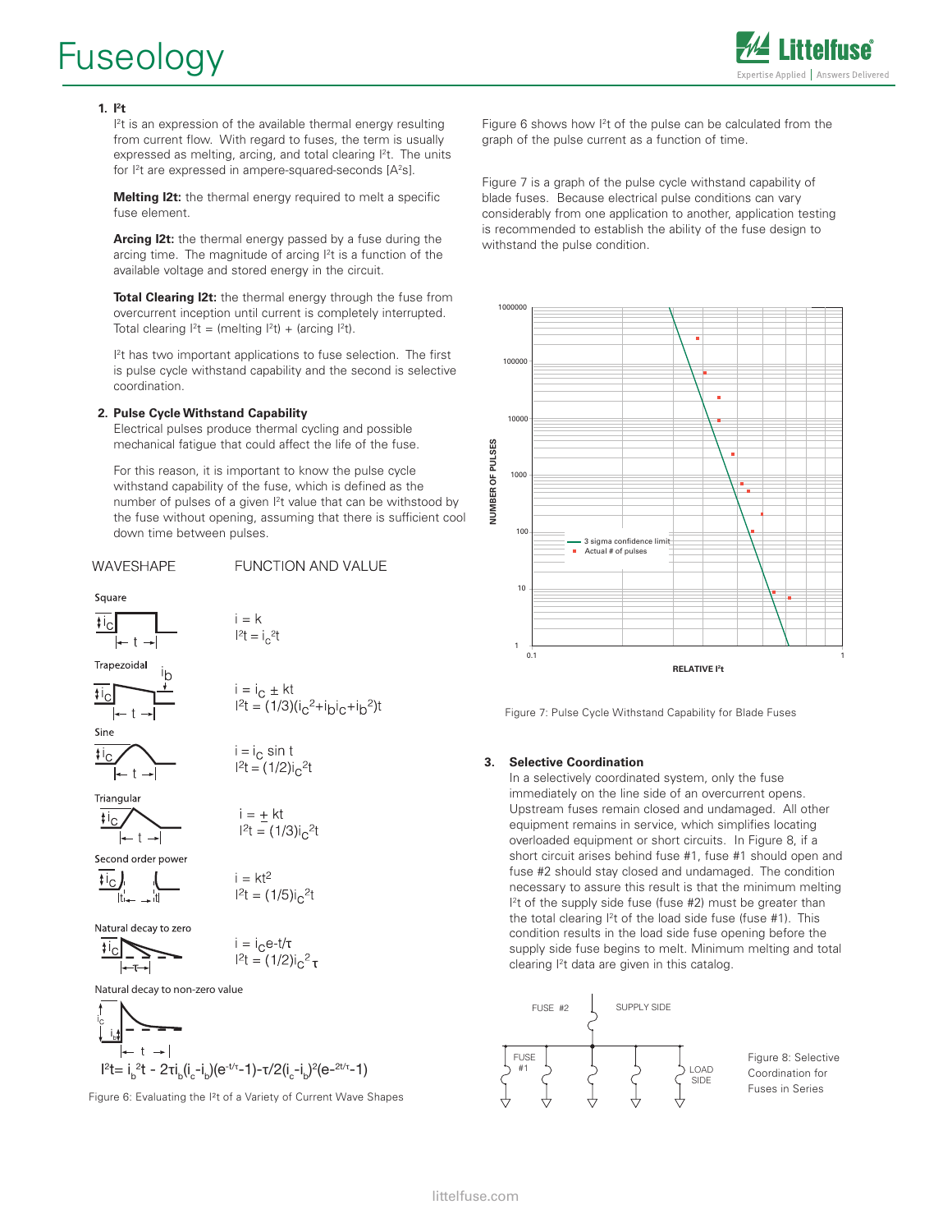## 1. $I^2t$

$I^2t$ is an expression of the available thermal energy resulting from current flow. With regard to fuses, the term is usually expressed as melting, arcing, and total clearing $I^2t$. The units for $I^2t$ are expressed in ampere-squared-seconds [$A^2s$].

**Melting I2t:** the thermal energy required to melt a specific fuse element.

**Arcing I2t:** the thermal energy passed by a fuse during the arcing time. The magnitude of arcing $I^2t$ is a function of the available voltage and stored energy in the circuit.

**Total Clearing I2t:** the thermal energy through the fuse from overcurrent inception until current is completely interrupted. Total clearing $I^2t$ = (melting $I^2t$) + (arcing $I^2t$).

$I^2t$ has two important applications to fuse selection. The first is pulse cycle withstand capability and the second is selective coordination.

## 2. Pulse Cycle Withstand Capability

Electrical pulses produce thermal cycling and possible mechanical fatigue that could affect the life of the fuse.

For this reason, it is important to know the pulse cycle withstand capability of the fuse, which is defined as the number of pulses of a given $I^2t$ value that can be withstood by the fuse without opening, assuming that there is sufficient cool down time between pulses.

| WAVESHAPE | FUNCTION AND VALUE |
|---|---|
| Square | $i = k$<br>$I^2t = i_C^2 t$ |
| Trapezoidal | $i = i_C \pm kt$<br>$I^2t = (1/3)(i_C^2 + i_b i_C + i_b^2)t$ |
| Sine | $i = i_C \sin t$<br>$I^2t = (1/2)i_C^2 t$ |
| Triangular | $i = \pm kt$<br>$I^2t = (1/3)i_C^2 t$ |
| Second order power | $i = kt^2$<br>$I^2t = (1/5)i_C^2 t$ |
| Natural decay to zero | $i = i_C e^{-t/\tau}$<br>$I^2t = (1/2)i_C^2 \tau$ |
| Natural decay to non-zero value | $I^2t = i_b^2 t - 2\tau i_b(i_c - i_b)(e^{-t/\tau} - 1) - \tau/2(i_c - i_b)^2(e^{-2t/\tau} - 1)$ |

Figure 6: Evaluating the $I^2t$ of a Variety of Current Wave Shapes

Figure 6 shows how $I^2t$ of the pulse can be calculated from the graph of the pulse current as a function of time.

Figure 7 is a graph of the pulse cycle withstand capability of blade fuses. Because electrical pulse conditions can vary considerably from one application to another, application testing is recommended to establish the ability of the fuse design to withstand the pulse condition.

Figure 7: Pulse Cycle Withstand Capability for Blade Fuses

## 3. Selective Coordination

In a selectively coordinated system, only the fuse immediately on the line side of an overcurrent opens. Upstream fuses remain closed and undamaged. All other equipment remains in service, which simplifies locating overloaded equipment or short circuits. In Figure 8, if a short circuit arises behind fuse #1, fuse #1 should open and fuse #2 should stay closed and undamaged. The condition necessary to assure this result is that the minimum melting $I^2t$ of the supply side fuse (fuse #2) must be greater than the total clearing $I^2t$ of the load side fuse (fuse #1). This condition results in the load side fuse opening before the supply side fuse begins to melt. Minimum melting and total clearing $I^2t$ data are given in this catalog.

Figure 8: Selective Coordination for Fuses in Series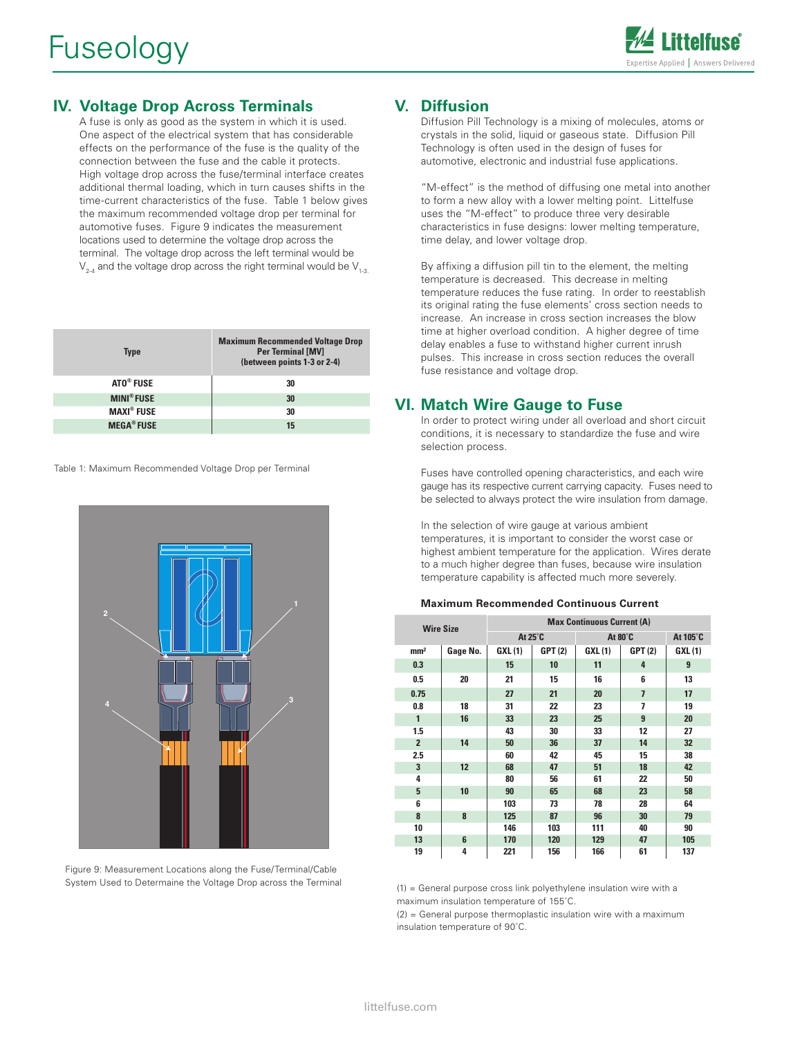## IV. Voltage Drop Across Terminals

A fuse is only as good as the system in which it is used. One aspect of the electrical system that has considerable effects on the performance of the fuse is the quality of the connection between the fuse and the cable it protects. High voltage drop across the fuse/terminal interface creates additional thermal loading, which in turn causes shifts in the time-current characteristics of the fuse. Table 1 below gives the maximum recommended voltage drop per terminal for automotive fuses. Figure 9 indicates the measurement locations used to determine the voltage drop across the terminal. The voltage drop across the left terminal would be $V_{2\text{-}4}$ and the voltage drop across the right terminal would be $V_{1\text{-}3}$.

| Type | Maximum Recommended Voltage Drop Per Terminal [MV] (between points 1-3 or 2-4) |
|---|---|
| ATO® FUSE | 30 |
| MINI® FUSE | 30 |
| MAXI® FUSE | 30 |
| MEGA® FUSE | 15 |

Table 1: Maximum Recommended Voltage Drop per Terminal

2

1

4

3

Figure 9: Measurement Locations along the Fuse/Terminal/Cable System Used to Determaine the Voltage Drop across the Terminal

## V. Diffusion

Diffusion Pill Technology is a mixing of molecules, atoms or crystals in the solid, liquid or gaseous state. Diffusion Pill Technology is often used in the design of fuses for automotive, electronic and industrial fuse applications.

"M-effect" is the method of diffusing one metal into another to form a new alloy with a lower melting point. Littelfuse uses the "M-effect" to produce three very desirable characteristics in fuse designs: lower melting temperature, time delay, and lower voltage drop.

By affixing a diffusion pill tin to the element, the melting temperature is decreased. This decrease in melting temperature reduces the fuse rating. In order to reestablish its original rating the fuse elements' cross section needs to increase. An increase in cross section increases the blow time at higher overload condition. A higher degree of time delay enables a fuse to withstand higher current inrush pulses. This increase in cross section reduces the overall fuse resistance and voltage drop.

## VI. Match Wire Gauge to Fuse

In order to protect wiring under all overload and short circuit conditions, it is necessary to standardize the fuse and wire selection process.

Fuses have controlled opening characteristics, and each wire gauge has its respective current carrying capacity. Fuses need to be selected to always protect the wire insulation from damage.

In the selection of wire gauge at various ambient temperatures, it is important to consider the worst case or highest ambient temperature for the application. Wires derate to a much higher degree than fuses, because wire insulation temperature capability is affected much more severely.

**Maximum Recommended Continuous Current**

| Wire Size | | Max Continuous Current (A) | | | | |
|---|---|---|---|---|---|---|
| | | At 25°C | | At 80°C | | At 105°C |
| mm² | Gage No. | GXL (1) | GPT (2) | GXL (1) | GPT (2) | GXL (1) |
| 0.3 | | 15 | 10 | 11 | 4 | 9 |
| 0.5 | 20 | 21 | 15 | 16 | 6 | 13 |
| 0.75 | | 27 | 21 | 20 | 7 | 17 |
| 0.8 | 18 | 31 | 22 | 23 | 7 | 19 |
| 1 | 16 | 33 | 23 | 25 | 9 | 20 |
| 1.5 | | 43 | 30 | 33 | 12 | 27 |
| 2 | 14 | 50 | 36 | 37 | 14 | 32 |
| 2.5 | | 60 | 42 | 45 | 15 | 38 |
| 3 | 12 | 68 | 47 | 51 | 18 | 42 |
| 4 | | 80 | 56 | 61 | 22 | 50 |
| 5 | 10 | 90 | 65 | 68 | 23 | 58 |
| 6 | | 103 | 73 | 78 | 28 | 64 |
| 8 | 8 | 125 | 87 | 96 | 30 | 79 |
| 10 | | 146 | 103 | 111 | 40 | 90 |
| 13 | 6 | 170 | 120 | 129 | 47 | 105 |
| 19 | 4 | 221 | 156 | 166 | 61 | 137 |

(1) = General purpose cross link polyethylene insulation wire with a maximum insulation temperature of 155°C.

(2) = General purpose thermoplastic insulation wire with a maximum insulation temperature of 90°C.